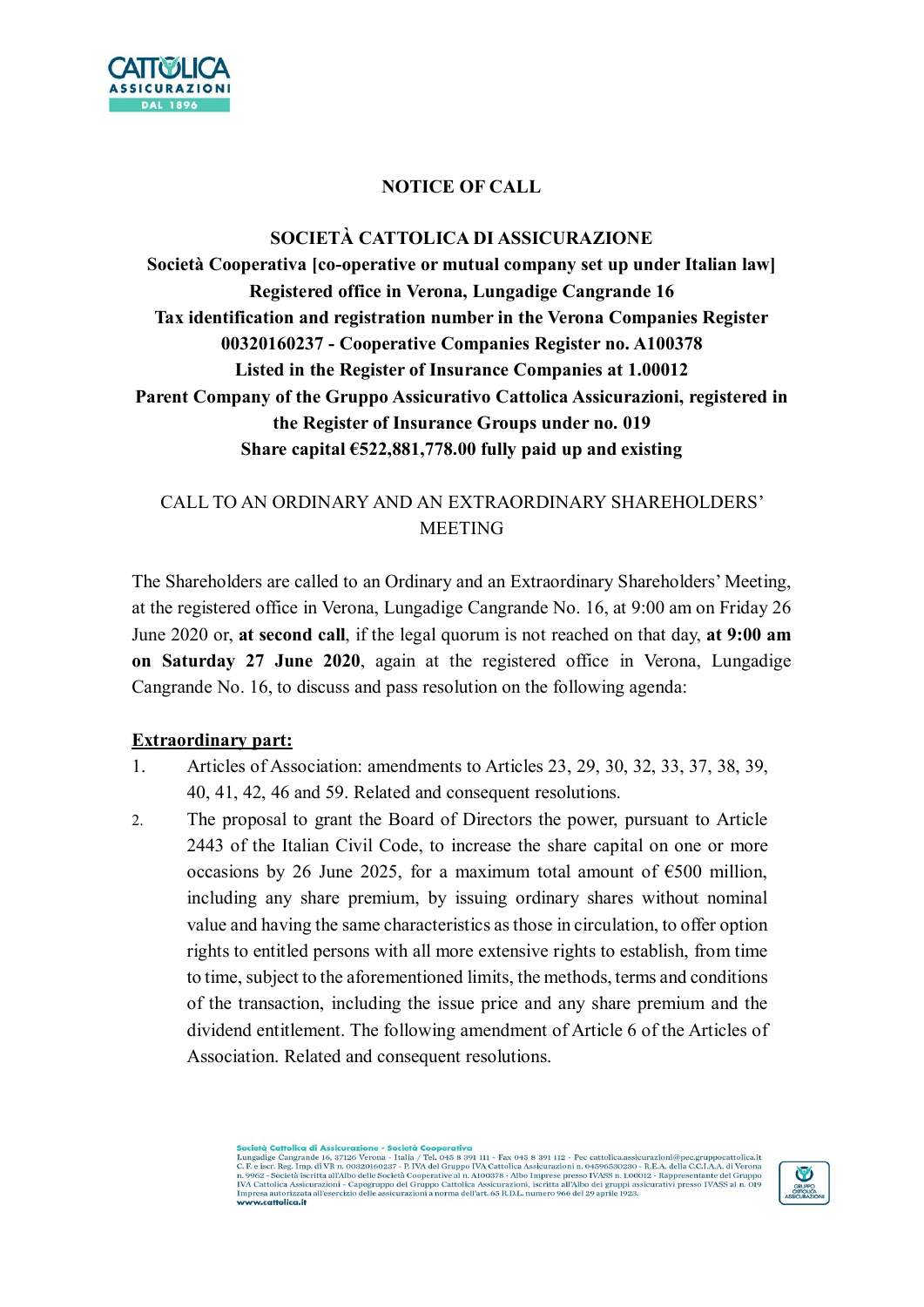## NOTICE OF CALL

**SOCIETÀ CATTOLICA DI ASSICURAZIONE**
**Società Cooperativa [co-operative or mutual company set up under Italian law]**
**Registered office in Verona, Lungadige Cangrande 16**
**Tax identification and registration number in the Verona Companies Register 00320160237 - Cooperative Companies Register no. A100378**
**Listed in the Register of Insurance Companies at 1.00012**
**Parent Company of the Gruppo Assicurativo Cattolica Assicurazioni, registered in the Register of Insurance Groups under no. 019**
**Share capital €522,881,778.00 fully paid up and existing**

### CALL TO AN ORDINARY AND AN EXTRAORDINARY SHAREHOLDERS' MEETING

The Shareholders are called to an Ordinary and an Extraordinary Shareholders' Meeting, at the registered office in Verona, Lungadige Cangrande No. 16, at 9:00 am on Friday 26 June 2020 or, **at second call**, if the legal quorum is not reached on that day, **at 9:00 am on Saturday 27 June 2020**, again at the registered office in Verona, Lungadige Cangrande No. 16, to discuss and pass resolution on the following agenda:

**Extraordinary part:**

1. Articles of Association: amendments to Articles 23, 29, 30, 32, 33, 37, 38, 39, 40, 41, 42, 46 and 59. Related and consequent resolutions.
2. The proposal to grant the Board of Directors the power, pursuant to Article 2443 of the Italian Civil Code, to increase the share capital on one or more occasions by 26 June 2025, for a maximum total amount of €500 million, including any share premium, by issuing ordinary shares without nominal value and having the same characteristics as those in circulation, to offer option rights to entitled persons with all more extensive rights to establish, from time to time, subject to the aforementioned limits, the methods, terms and conditions of the transaction, including the issue price and any share premium and the dividend entitlement. The following amendment of Article 6 of the Articles of Association. Related and consequent resolutions.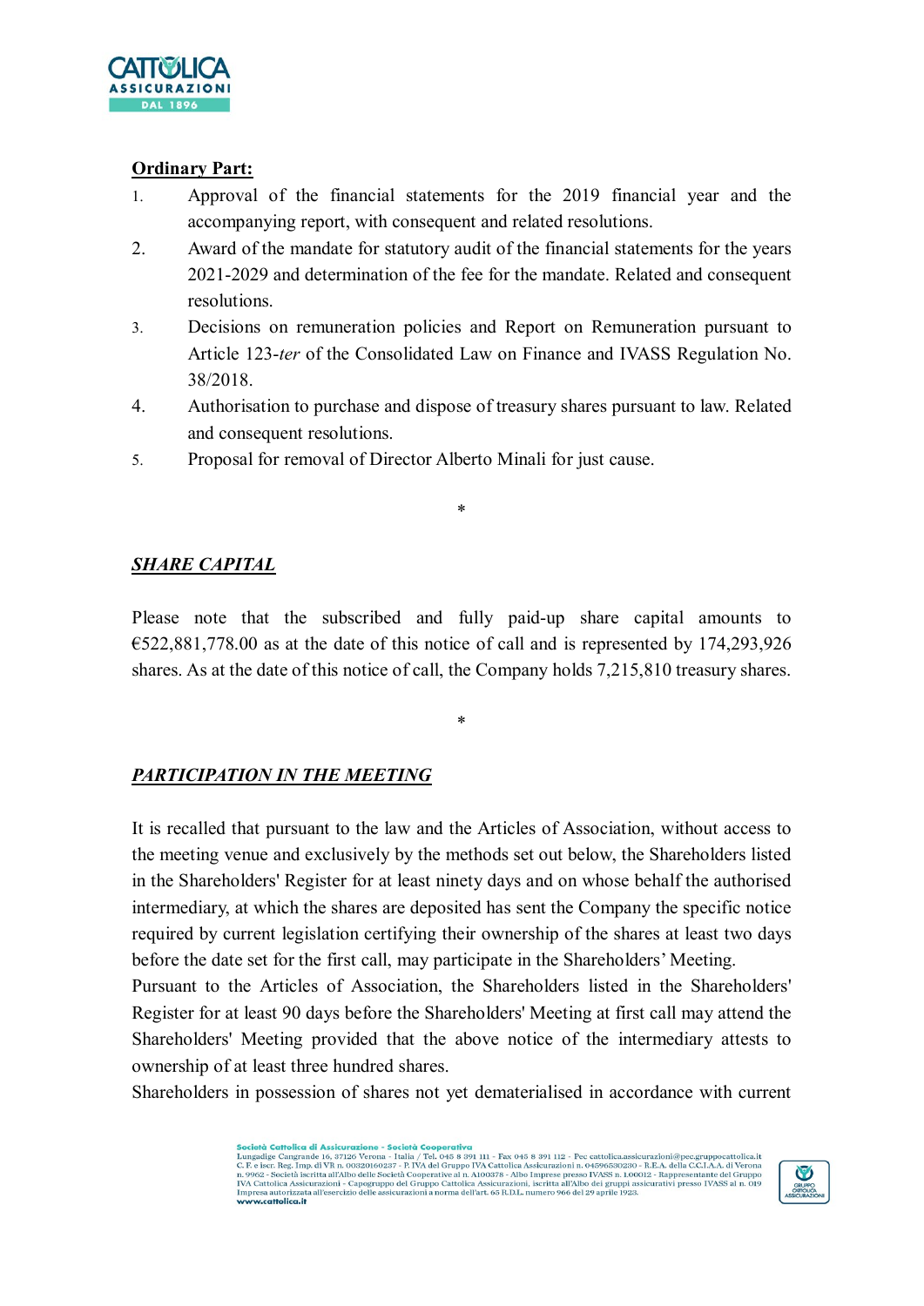**Ordinary Part:**

1. Approval of the financial statements for the 2019 financial year and the accompanying report, with consequent and related resolutions.
2. Award of the mandate for statutory audit of the financial statements for the years 2021-2029 and determination of the fee for the mandate. Related and consequent resolutions.
3. Decisions on remuneration policies and Report on Remuneration pursuant to Article 123-*ter* of the Consolidated Law on Finance and IVASS Regulation No. 38/2018.
4. Authorisation to purchase and dispose of treasury shares pursuant to law. Related and consequent resolutions.
5. Proposal for removal of Director Alberto Minali for just cause.

*

***SHARE CAPITAL***

Please note that the subscribed and fully paid-up share capital amounts to €522,881,778.00 as at the date of this notice of call and is represented by 174,293,926 shares. As at the date of this notice of call, the Company holds 7,215,810 treasury shares.

*

***PARTICIPATION IN THE MEETING***

It is recalled that pursuant to the law and the Articles of Association, without access to the meeting venue and exclusively by the methods set out below, the Shareholders listed in the Shareholders' Register for at least ninety days and on whose behalf the authorised intermediary, at which the shares are deposited has sent the Company the specific notice required by current legislation certifying their ownership of the shares at least two days before the date set for the first call, may participate in the Shareholders' Meeting.

Pursuant to the Articles of Association, the Shareholders listed in the Shareholders' Register for at least 90 days before the Shareholders' Meeting at first call may attend the Shareholders' Meeting provided that the above notice of the intermediary attests to ownership of at least three hundred shares.

Shareholders in possession of shares not yet dematerialised in accordance with current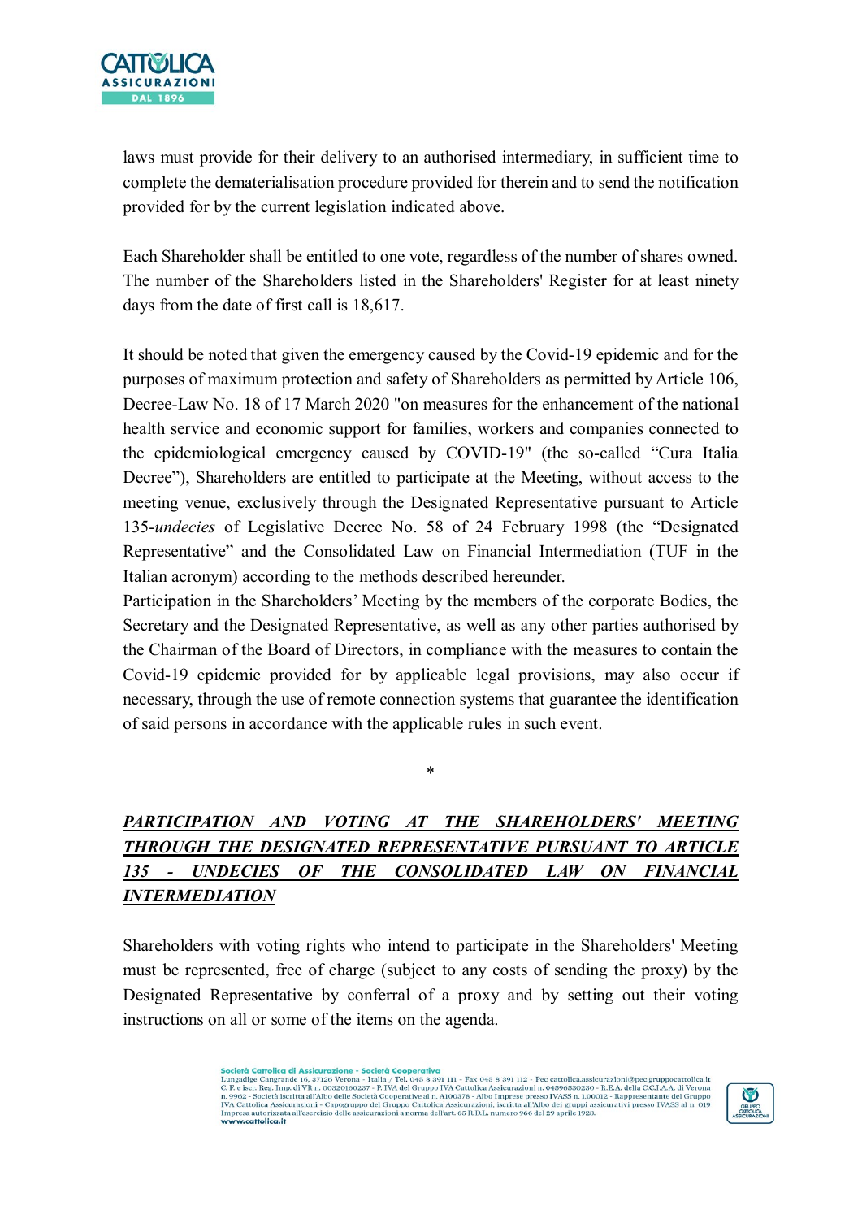laws must provide for their delivery to an authorised intermediary, in sufficient time to complete the dematerialisation procedure provided for therein and to send the notification provided for by the current legislation indicated above.

Each Shareholder shall be entitled to one vote, regardless of the number of shares owned. The number of the Shareholders listed in the Shareholders' Register for at least ninety days from the date of first call is 18,617.

It should be noted that given the emergency caused by the Covid-19 epidemic and for the purposes of maximum protection and safety of Shareholders as permitted by Article 106, Decree-Law No. 18 of 17 March 2020 "on measures for the enhancement of the national health service and economic support for families, workers and companies connected to the epidemiological emergency caused by COVID-19" (the so-called "Cura Italia Decree"), Shareholders are entitled to participate at the Meeting, without access to the meeting venue, <u>exclusively through the Designated Representative</u> pursuant to Article 135-*undecies* of Legislative Decree No. 58 of 24 February 1998 (the "Designated Representative" and the Consolidated Law on Financial Intermediation (TUF in the Italian acronym) according to the methods described hereunder.

Participation in the Shareholders' Meeting by the members of the corporate Bodies, the Secretary and the Designated Representative, as well as any other parties authorised by the Chairman of the Board of Directors, in compliance with the measures to contain the Covid-19 epidemic provided for by applicable legal provisions, may also occur if necessary, through the use of remote connection systems that guarantee the identification of said persons in accordance with the applicable rules in such event.

*

***<u>PARTICIPATION AND VOTING AT THE SHAREHOLDERS' MEETING THROUGH THE DESIGNATED REPRESENTATIVE PURSUANT TO ARTICLE 135 - UNDECIES OF THE CONSOLIDATED LAW ON FINANCIAL INTERMEDIATION</u>***

Shareholders with voting rights who intend to participate in the Shareholders' Meeting must be represented, free of charge (subject to any costs of sending the proxy) by the Designated Representative by conferral of a proxy and by setting out their voting instructions on all or some of the items on the agenda.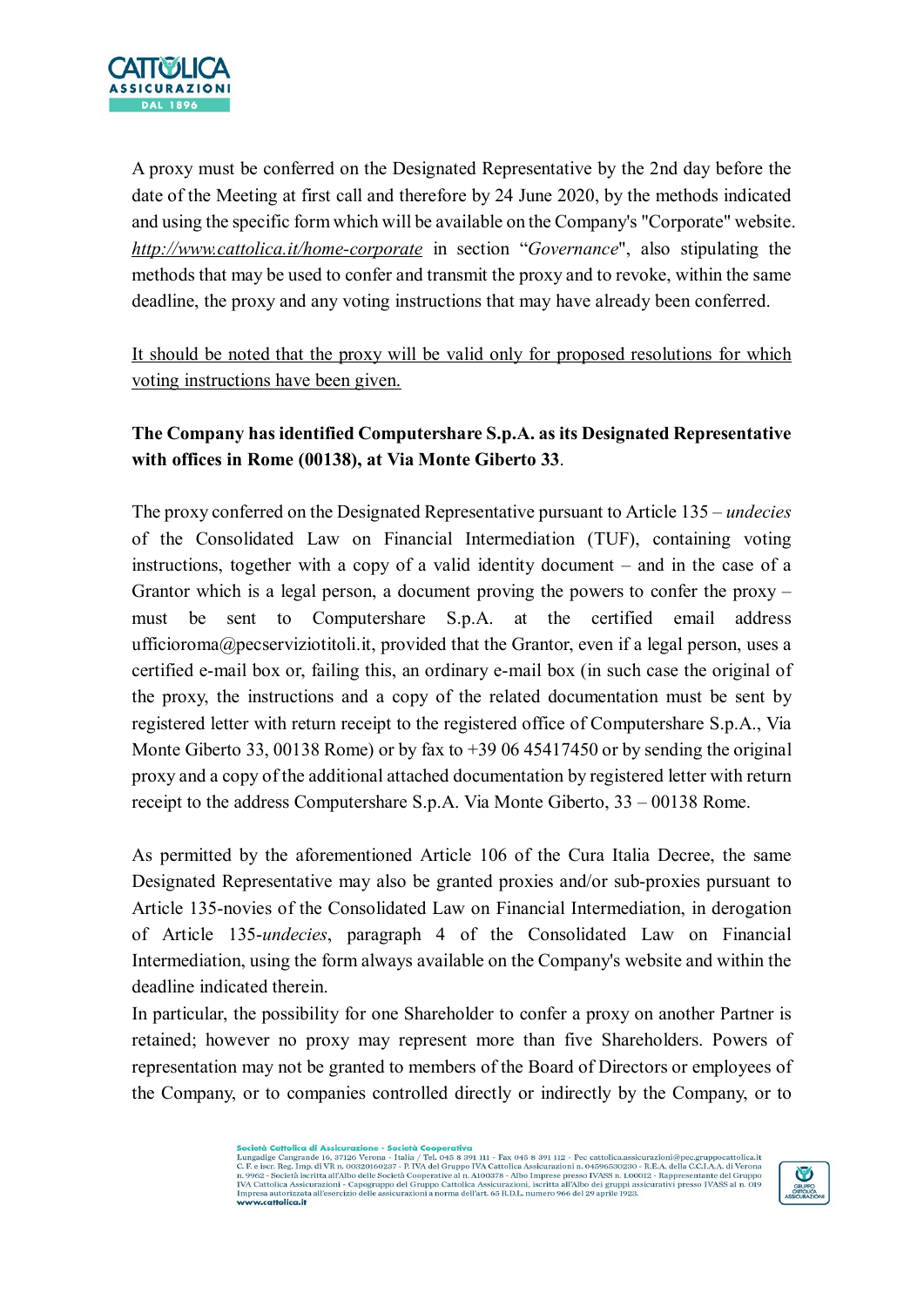A proxy must be conferred on the Designated Representative by the 2nd day before the date of the Meeting at first call and therefore by 24 June 2020, by the methods indicated and using the specific form which will be available on the Company's "Corporate" website. *http://www.cattolica.it/home-corporate* in section "*Governance*", also stipulating the methods that may be used to confer and transmit the proxy and to revoke, within the same deadline, the proxy and any voting instructions that may have already been conferred.

It should be noted that the proxy will be valid only for proposed resolutions for which voting instructions have been given.

**The Company has identified Computershare S.p.A. as its Designated Representative with offices in Rome (00138), at Via Monte Giberto 33**.

The proxy conferred on the Designated Representative pursuant to Article 135 – *undecies* of the Consolidated Law on Financial Intermediation (TUF), containing voting instructions, together with a copy of a valid identity document – and in the case of a Grantor which is a legal person, a document proving the powers to confer the proxy – must be sent to Computershare S.p.A. at the certified email address ufficioroma@pecserviziotitoli.it, provided that the Grantor, even if a legal person, uses a certified e-mail box or, failing this, an ordinary e-mail box (in such case the original of the proxy, the instructions and a copy of the related documentation must be sent by registered letter with return receipt to the registered office of Computershare S.p.A., Via Monte Giberto 33, 00138 Rome) or by fax to +39 06 45417450 or by sending the original proxy and a copy of the additional attached documentation by registered letter with return receipt to the address Computershare S.p.A. Via Monte Giberto, 33 – 00138 Rome.

As permitted by the aforementioned Article 106 of the Cura Italia Decree, the same Designated Representative may also be granted proxies and/or sub-proxies pursuant to Article 135-novies of the Consolidated Law on Financial Intermediation, in derogation of Article 135-*undecies*, paragraph 4 of the Consolidated Law on Financial Intermediation, using the form always available on the Company's website and within the deadline indicated therein.

In particular, the possibility for one Shareholder to confer a proxy on another Partner is retained; however no proxy may represent more than five Shareholders. Powers of representation may not be granted to members of the Board of Directors or employees of the Company, or to companies controlled directly or indirectly by the Company, or to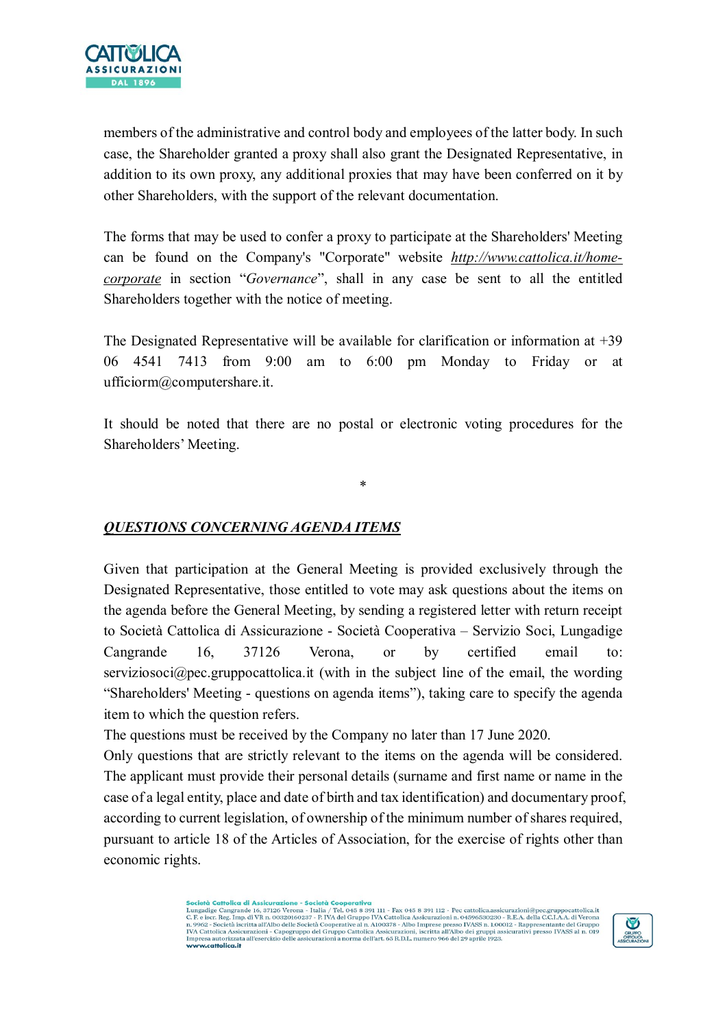members of the administrative and control body and employees of the latter body. In such case, the Shareholder granted a proxy shall also grant the Designated Representative, in addition to its own proxy, any additional proxies that may have been conferred on it by other Shareholders, with the support of the relevant documentation.

The forms that may be used to confer a proxy to participate at the Shareholders' Meeting can be found on the Company's "Corporate" website *http://www.cattolica.it/home-corporate* in section "*Governance*", shall in any case be sent to all the entitled Shareholders together with the notice of meeting.

The Designated Representative will be available for clarification or information at +39 06 4541 7413 from 9:00 am to 6:00 pm Monday to Friday or at ufficiorm@computershare.it.

It should be noted that there are no postal or electronic voting procedures for the Shareholders' Meeting.

*

***QUESTIONS CONCERNING AGENDA ITEMS***

Given that participation at the General Meeting is provided exclusively through the Designated Representative, those entitled to vote may ask questions about the items on the agenda before the General Meeting, by sending a registered letter with return receipt to Società Cattolica di Assicurazione - Società Cooperativa – Servizio Soci, Lungadige Cangrande 16, 37126 Verona, or by certified email to: serviziosoci@pec.gruppocattolica.it (with in the subject line of the email, the wording "Shareholders' Meeting - questions on agenda items"), taking care to specify the agenda item to which the question refers.

The questions must be received by the Company no later than 17 June 2020.

Only questions that are strictly relevant to the items on the agenda will be considered. The applicant must provide their personal details (surname and first name or name in the case of a legal entity, place and date of birth and tax identification) and documentary proof, according to current legislation, of ownership of the minimum number of shares required, pursuant to article 18 of the Articles of Association, for the exercise of rights other than economic rights.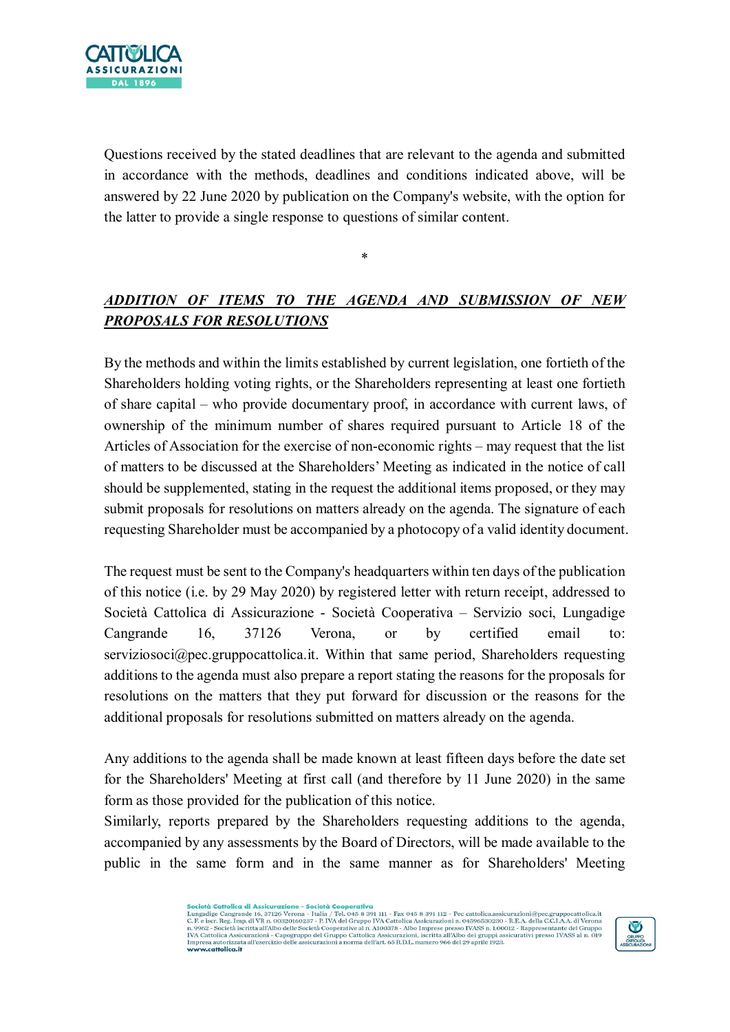Questions received by the stated deadlines that are relevant to the agenda and submitted in accordance with the methods, deadlines and conditions indicated above, will be answered by 22 June 2020 by publication on the Company's website, with the option for the latter to provide a single response to questions of similar content.

*

***ADDITION OF ITEMS TO THE AGENDA AND SUBMISSION OF NEW PROPOSALS FOR RESOLUTIONS***

By the methods and within the limits established by current legislation, one fortieth of the Shareholders holding voting rights, or the Shareholders representing at least one fortieth of share capital – who provide documentary proof, in accordance with current laws, of ownership of the minimum number of shares required pursuant to Article 18 of the Articles of Association for the exercise of non-economic rights – may request that the list of matters to be discussed at the Shareholders' Meeting as indicated in the notice of call should be supplemented, stating in the request the additional items proposed, or they may submit proposals for resolutions on matters already on the agenda. The signature of each requesting Shareholder must be accompanied by a photocopy of a valid identity document.

The request must be sent to the Company's headquarters within ten days of the publication of this notice (i.e. by 29 May 2020) by registered letter with return receipt, addressed to Società Cattolica di Assicurazione - Società Cooperativa – Servizio soci, Lungadige Cangrande 16, 37126 Verona, or by certified email to: serviziosoci@pec.gruppocattolica.it. Within that same period, Shareholders requesting additions to the agenda must also prepare a report stating the reasons for the proposals for resolutions on the matters that they put forward for discussion or the reasons for the additional proposals for resolutions submitted on matters already on the agenda.

Any additions to the agenda shall be made known at least fifteen days before the date set for the Shareholders' Meeting at first call (and therefore by 11 June 2020) in the same form as those provided for the publication of this notice.
Similarly, reports prepared by the Shareholders requesting additions to the agenda, accompanied by any assessments by the Board of Directors, will be made available to the public in the same form and in the same manner as for Shareholders' Meeting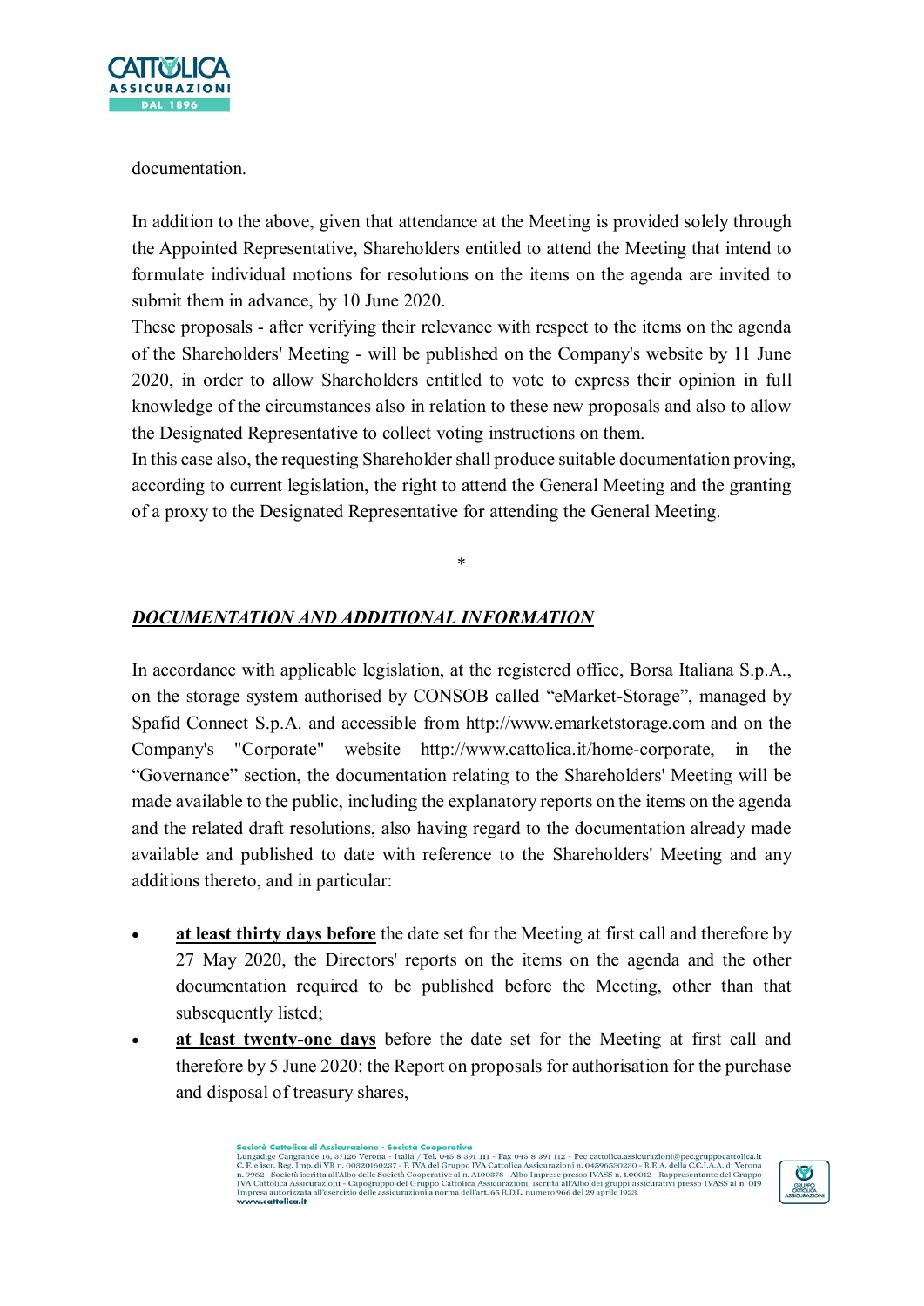documentation.

In addition to the above, given that attendance at the Meeting is provided solely through the Appointed Representative, Shareholders entitled to attend the Meeting that intend to formulate individual motions for resolutions on the items on the agenda are invited to submit them in advance, by 10 June 2020.

These proposals - after verifying their relevance with respect to the items on the agenda of the Shareholders' Meeting - will be published on the Company's website by 11 June 2020, in order to allow Shareholders entitled to vote to express their opinion in full knowledge of the circumstances also in relation to these new proposals and also to allow the Designated Representative to collect voting instructions on them.

In this case also, the requesting Shareholder shall produce suitable documentation proving, according to current legislation, the right to attend the General Meeting and the granting of a proxy to the Designated Representative for attending the General Meeting.

*

***DOCUMENTATION AND ADDITIONAL INFORMATION***

In accordance with applicable legislation, at the registered office, Borsa Italiana S.p.A., on the storage system authorised by CONSOB called "eMarket-Storage", managed by Spafid Connect S.p.A. and accessible from http://www.emarketstorage.com and on the Company's "Corporate" website http://www.cattolica.it/home-corporate, in the "Governance" section, the documentation relating to the Shareholders' Meeting will be made available to the public, including the explanatory reports on the items on the agenda and the related draft resolutions, also having regard to the documentation already made available and published to date with reference to the Shareholders' Meeting and any additions thereto, and in particular:

- **at least thirty days before** the date set for the Meeting at first call and therefore by 27 May 2020, the Directors' reports on the items on the agenda and the other documentation required to be published before the Meeting, other than that subsequently listed;
- **at least twenty-one days** before the date set for the Meeting at first call and therefore by 5 June 2020: the Report on proposals for authorisation for the purchase and disposal of treasury shares,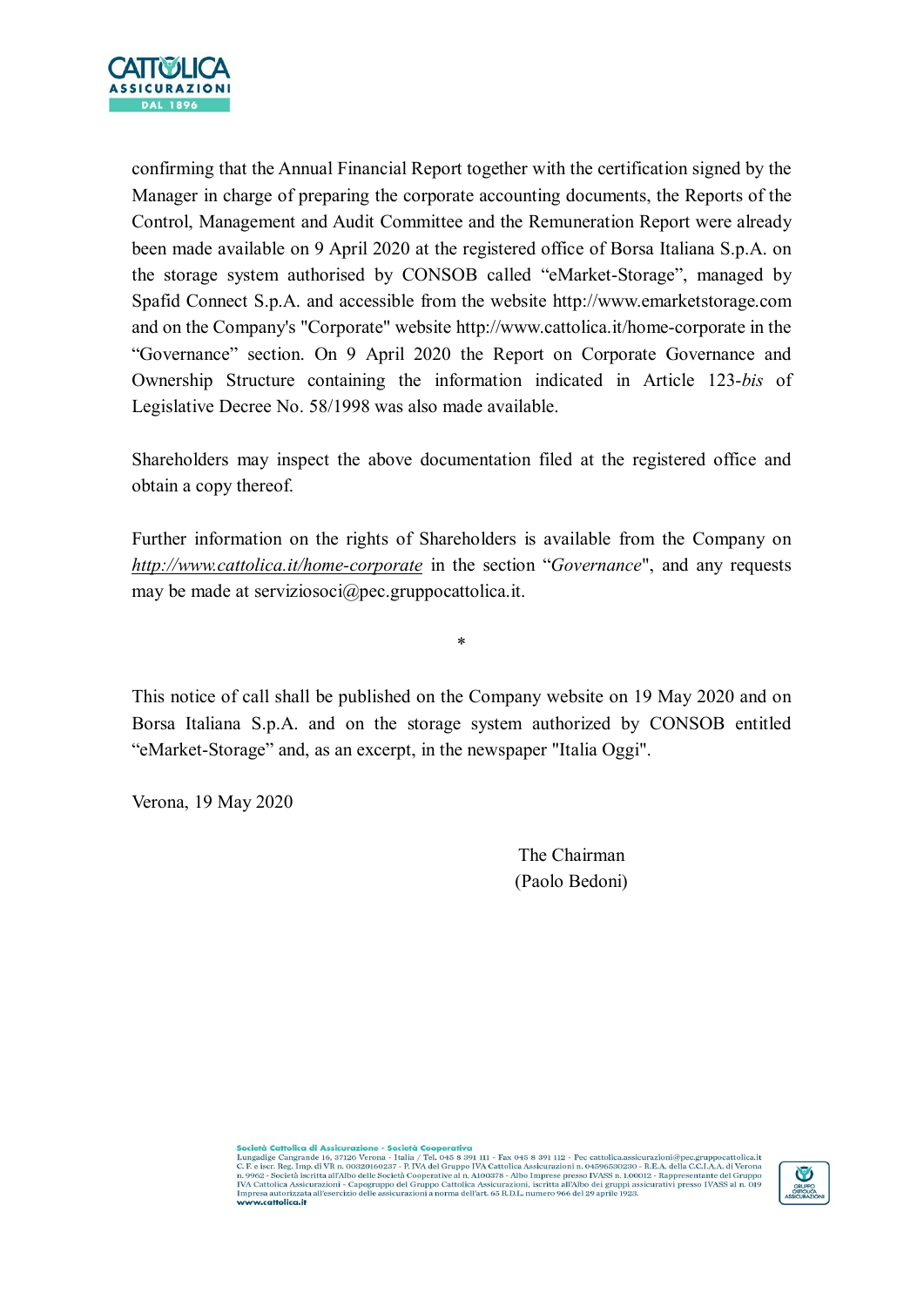confirming that the Annual Financial Report together with the certification signed by the Manager in charge of preparing the corporate accounting documents, the Reports of the Control, Management and Audit Committee and the Remuneration Report were already been made available on 9 April 2020 at the registered office of Borsa Italiana S.p.A. on the storage system authorised by CONSOB called "eMarket-Storage", managed by Spafid Connect S.p.A. and accessible from the website http://www.emarketstorage.com and on the Company's "Corporate" website http://www.cattolica.it/home-corporate in the "Governance" section. On 9 April 2020 the Report on Corporate Governance and Ownership Structure containing the information indicated in Article 123-*bis* of Legislative Decree No. 58/1998 was also made available.

Shareholders may inspect the above documentation filed at the registered office and obtain a copy thereof.

Further information on the rights of Shareholders is available from the Company on *http://www.cattolica.it/home-corporate* in the section "*Governance*", and any requests may be made at serviziosoci@pec.gruppocattolica.it.

*

This notice of call shall be published on the Company website on 19 May 2020 and on Borsa Italiana S.p.A. and on the storage system authorized by CONSOB entitled "eMarket-Storage" and, as an excerpt, in the newspaper "Italia Oggi".

Verona, 19 May 2020

The Chairman
(Paolo Bedoni)